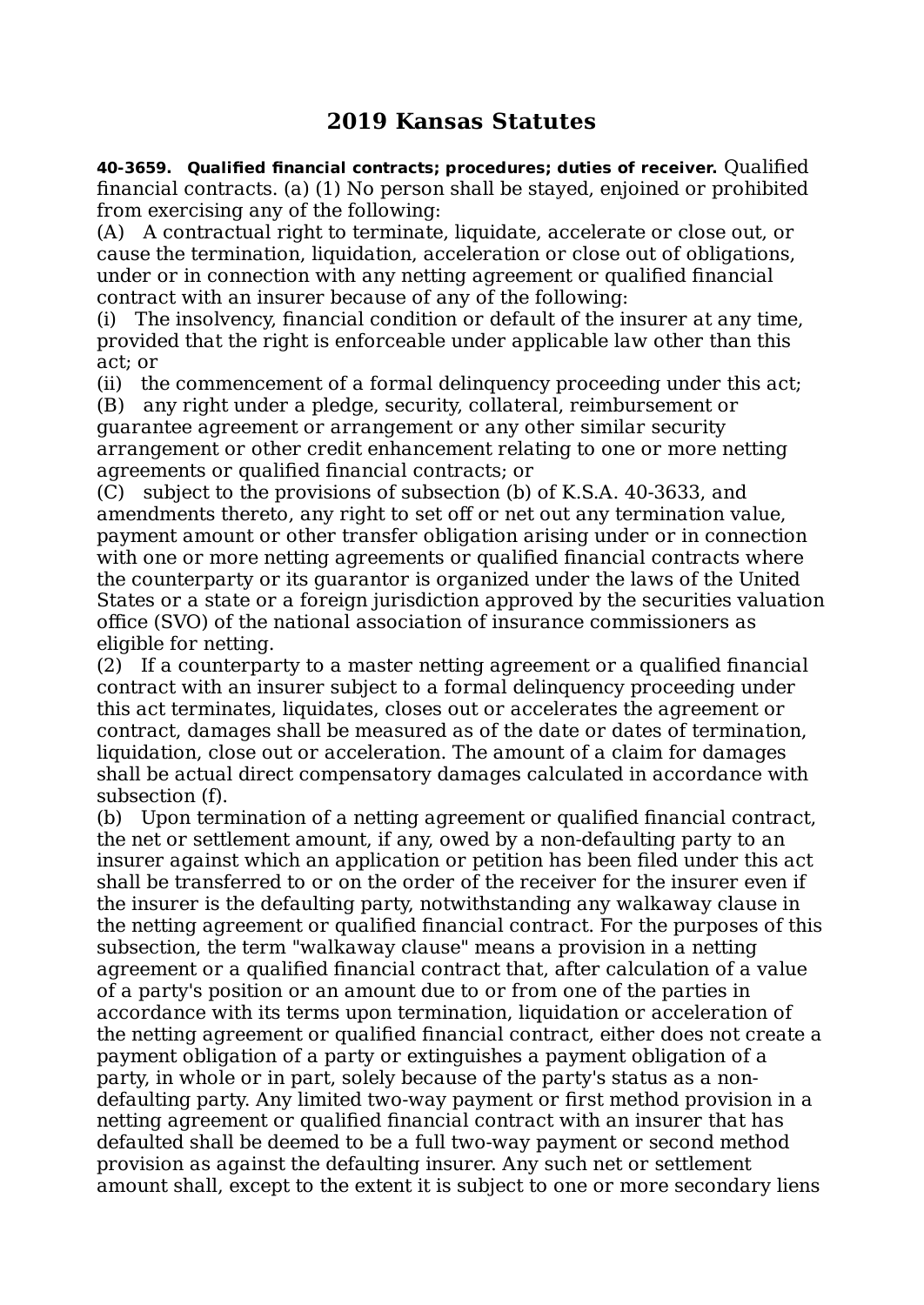# 2019 Kansas Statutes

**40-3659. Qualified financial contracts; procedures; duties of receiver.** Qualified financial contracts. (a) (1) No person shall be stayed, enjoined or prohibited from exercising any of the following:

(A) A contractual right to terminate, liquidate, accelerate or close out, or cause the termination, liquidation, acceleration or close out of obligations, under or in connection with any netting agreement or qualified financial contract with an insurer because of any of the following:

(i) The insolvency, financial condition or default of the insurer at any time, provided that the right is enforceable under applicable law other than this act; or

(ii) the commencement of a formal delinquency proceeding under this act;

(B) any right under a pledge, security, collateral, reimbursement or guarantee agreement or arrangement or any other similar security arrangement or other credit enhancement relating to one or more netting agreements or qualified financial contracts; or

(C) subject to the provisions of subsection (b) of K.S.A. 40-3633, and amendments thereto, any right to set off or net out any termination value, payment amount or other transfer obligation arising under or in connection with one or more netting agreements or qualified financial contracts where the counterparty or its guarantor is organized under the laws of the United States or a state or a foreign jurisdiction approved by the securities valuation office (SVO) of the national association of insurance commissioners as eligible for netting.

(2) If a counterparty to a master netting agreement or a qualified financial contract with an insurer subject to a formal delinquency proceeding under this act terminates, liquidates, closes out or accelerates the agreement or contract, damages shall be measured as of the date or dates of termination, liquidation, close out or acceleration. The amount of a claim for damages shall be actual direct compensatory damages calculated in accordance with subsection (f).

(b) Upon termination of a netting agreement or qualified financial contract, the net or settlement amount, if any, owed by a non-defaulting party to an insurer against which an application or petition has been filed under this act shall be transferred to or on the order of the receiver for the insurer even if the insurer is the defaulting party, notwithstanding any walkaway clause in the netting agreement or qualified financial contract. For the purposes of this subsection, the term "walkaway clause" means a provision in a netting agreement or a qualified financial contract that, after calculation of a value of a party's position or an amount due to or from one of the parties in accordance with its terms upon termination, liquidation or acceleration of the netting agreement or qualified financial contract, either does not create a payment obligation of a party or extinguishes a payment obligation of a party, in whole or in part, solely because of the party's status as a non-defaulting party. Any limited two-way payment or first method provision in a netting agreement or qualified financial contract with an insurer that has defaulted shall be deemed to be a full two-way payment or second method provision as against the defaulting insurer. Any such net or settlement amount shall, except to the extent it is subject to one or more secondary liens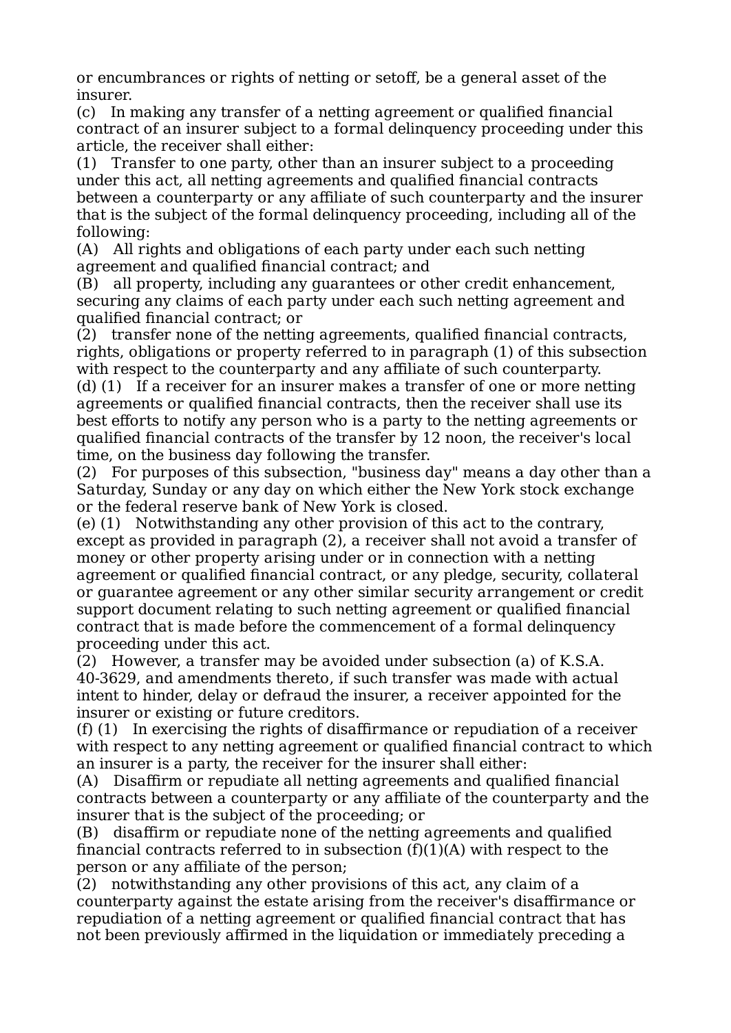or encumbrances or rights of netting or setoff, be a general asset of the insurer.

(c) In making any transfer of a netting agreement or qualified financial contract of an insurer subject to a formal delinquency proceeding under this article, the receiver shall either:

(1) Transfer to one party, other than an insurer subject to a proceeding under this act, all netting agreements and qualified financial contracts between a counterparty or any affiliate of such counterparty and the insurer that is the subject of the formal delinquency proceeding, including all of the following:

(A) All rights and obligations of each party under each such netting agreement and qualified financial contract; and

(B) all property, including any guarantees or other credit enhancement, securing any claims of each party under each such netting agreement and qualified financial contract; or

(2) transfer none of the netting agreements, qualified financial contracts, rights, obligations or property referred to in paragraph (1) of this subsection with respect to the counterparty and any affiliate of such counterparty.

(d) (1) If a receiver for an insurer makes a transfer of one or more netting agreements or qualified financial contracts, then the receiver shall use its best efforts to notify any person who is a party to the netting agreements or qualified financial contracts of the transfer by 12 noon, the receiver's local time, on the business day following the transfer.

(2) For purposes of this subsection, "business day" means a day other than a Saturday, Sunday or any day on which either the New York stock exchange or the federal reserve bank of New York is closed.

(e) (1) Notwithstanding any other provision of this act to the contrary, except as provided in paragraph (2), a receiver shall not avoid a transfer of money or other property arising under or in connection with a netting agreement or qualified financial contract, or any pledge, security, collateral or guarantee agreement or any other similar security arrangement or credit support document relating to such netting agreement or qualified financial contract that is made before the commencement of a formal delinquency proceeding under this act.

(2) However, a transfer may be avoided under subsection (a) of K.S.A. 40-3629, and amendments thereto, if such transfer was made with actual intent to hinder, delay or defraud the insurer, a receiver appointed for the insurer or existing or future creditors.

(f) (1) In exercising the rights of disaffirmance or repudiation of a receiver with respect to any netting agreement or qualified financial contract to which an insurer is a party, the receiver for the insurer shall either:

(A) Disaffirm or repudiate all netting agreements and qualified financial contracts between a counterparty or any affiliate of the counterparty and the insurer that is the subject of the proceeding; or

(B) disaffirm or repudiate none of the netting agreements and qualified financial contracts referred to in subsection (f)(1)(A) with respect to the person or any affiliate of the person;

(2) notwithstanding any other provisions of this act, any claim of a counterparty against the estate arising from the receiver's disaffirmance or repudiation of a netting agreement or qualified financial contract that has not been previously affirmed in the liquidation or immediately preceding a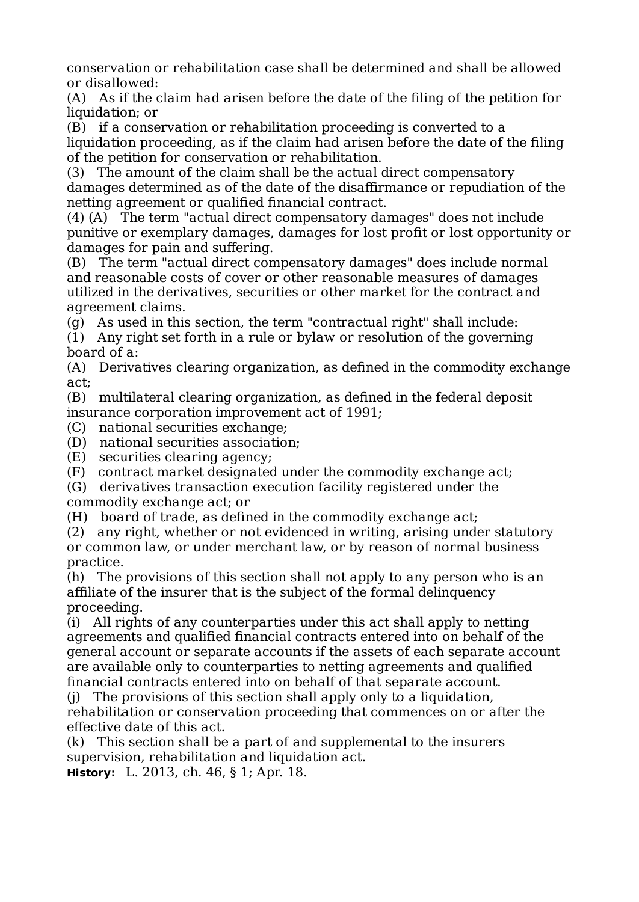conservation or rehabilitation case shall be determined and shall be allowed or disallowed:

(A) As if the claim had arisen before the date of the filing of the petition for liquidation; or

(B) if a conservation or rehabilitation proceeding is converted to a liquidation proceeding, as if the claim had arisen before the date of the filing of the petition for conservation or rehabilitation.

(3) The amount of the claim shall be the actual direct compensatory damages determined as of the date of the disaffirmance or repudiation of the netting agreement or qualified financial contract.

(4) (A) The term "actual direct compensatory damages" does not include punitive or exemplary damages, damages for lost profit or lost opportunity or damages for pain and suffering.

(B) The term "actual direct compensatory damages" does include normal and reasonable costs of cover or other reasonable measures of damages utilized in the derivatives, securities or other market for the contract and agreement claims.

(g) As used in this section, the term "contractual right" shall include:

(1) Any right set forth in a rule or bylaw or resolution of the governing board of a:

(A) Derivatives clearing organization, as defined in the commodity exchange act;

(B) multilateral clearing organization, as defined in the federal deposit insurance corporation improvement act of 1991;

(C) national securities exchange;

(D) national securities association;

(E) securities clearing agency;

(F) contract market designated under the commodity exchange act;

(G) derivatives transaction execution facility registered under the commodity exchange act; or

(H) board of trade, as defined in the commodity exchange act;

(2) any right, whether or not evidenced in writing, arising under statutory or common law, or under merchant law, or by reason of normal business practice.

(h) The provisions of this section shall not apply to any person who is an affiliate of the insurer that is the subject of the formal delinquency proceeding.

(i) All rights of any counterparties under this act shall apply to netting agreements and qualified financial contracts entered into on behalf of the general account or separate accounts if the assets of each separate account are available only to counterparties to netting agreements and qualified financial contracts entered into on behalf of that separate account.

(j) The provisions of this section shall apply only to a liquidation, rehabilitation or conservation proceeding that commences on or after the effective date of this act.

(k) This section shall be a part of and supplemental to the insurers supervision, rehabilitation and liquidation act.

**History:** L. 2013, ch. 46, § 1; Apr. 18.